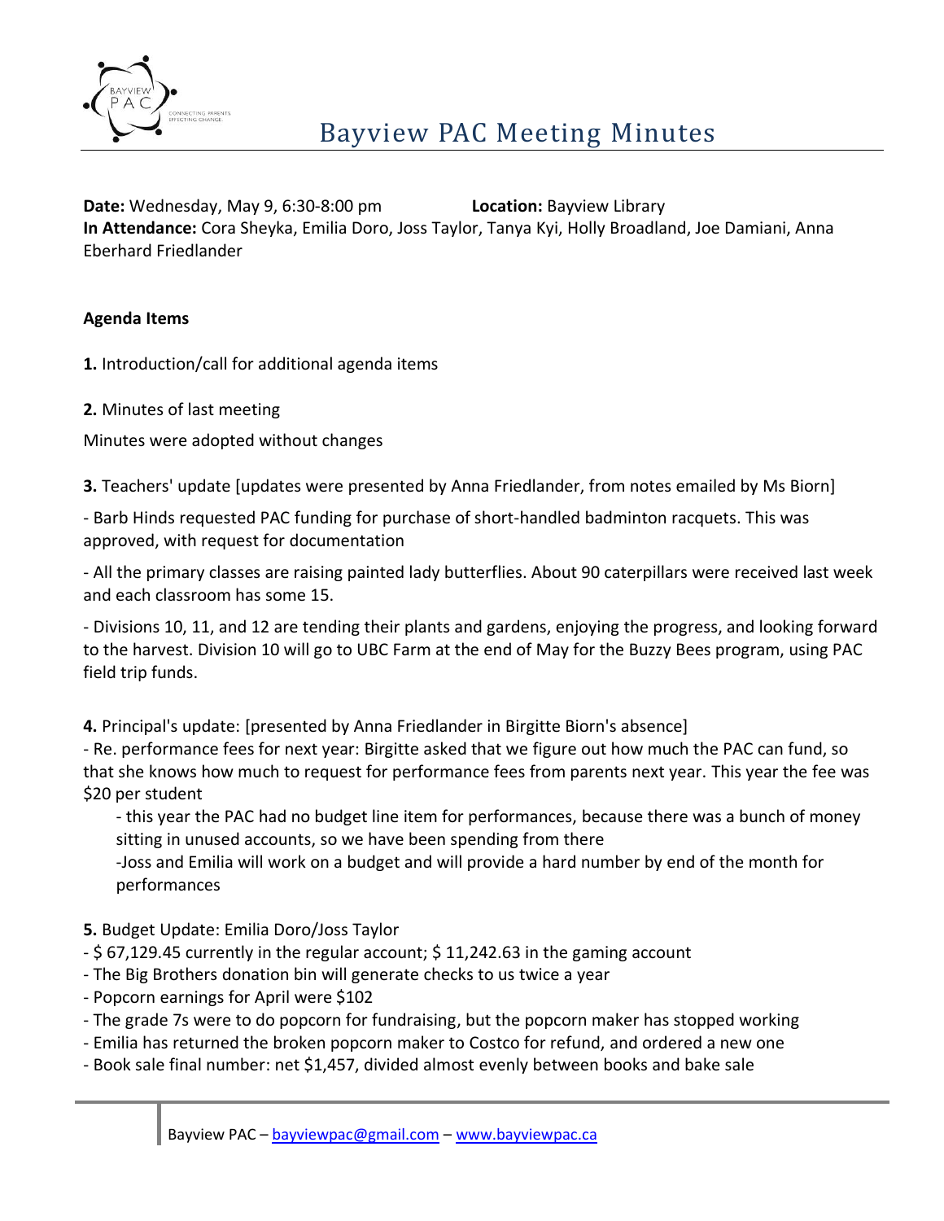# Bayview PAC Meeting Minutes

**Date:** Wednesday, May 9, 6:30-8:00 pm **Location:** Bayview Library
**In Attendance:** Cora Sheyka, Emilia Doro, Joss Taylor, Tanya Kyi, Holly Broadland, Joe Damiani, Anna Eberhard Friedlander

**Agenda Items**

**1.** Introduction/call for additional agenda items

**2.** Minutes of last meeting

Minutes were adopted without changes

**3.** Teachers' update [updates were presented by Anna Friedlander, from notes emailed by Ms Biorn]

- Barb Hinds requested PAC funding for purchase of short-handled badminton racquets. This was approved, with request for documentation

- All the primary classes are raising painted lady butterflies. About 90 caterpillars were received last week and each classroom has some 15.

- Divisions 10, 11, and 12 are tending their plants and gardens, enjoying the progress, and looking forward to the harvest. Division 10 will go to UBC Farm at the end of May for the Buzzy Bees program, using PAC field trip funds.

**4.** Principal's update: [presented by Anna Friedlander in Birgitte Biorn's absence]
- Re. performance fees for next year: Birgitte asked that we figure out how much the PAC can fund, so that she knows how much to request for performance fees from parents next year. This year the fee was $20 per student
  - this year the PAC had no budget line item for performances, because there was a bunch of money sitting in unused accounts, so we have been spending from there
  - Joss and Emilia will work on a budget and will provide a hard number by end of the month for performances

**5.** Budget Update: Emilia Doro/Joss Taylor
- $ 67,129.45 currently in the regular account; $ 11,242.63 in the gaming account
- The Big Brothers donation bin will generate checks to us twice a year
- Popcorn earnings for April were $102
- The grade 7s were to do popcorn for fundraising, but the popcorn maker has stopped working
- Emilia has returned the broken popcorn maker to Costco for refund, and ordered a new one
- Book sale final number: net $1,457, divided almost evenly between books and bake sale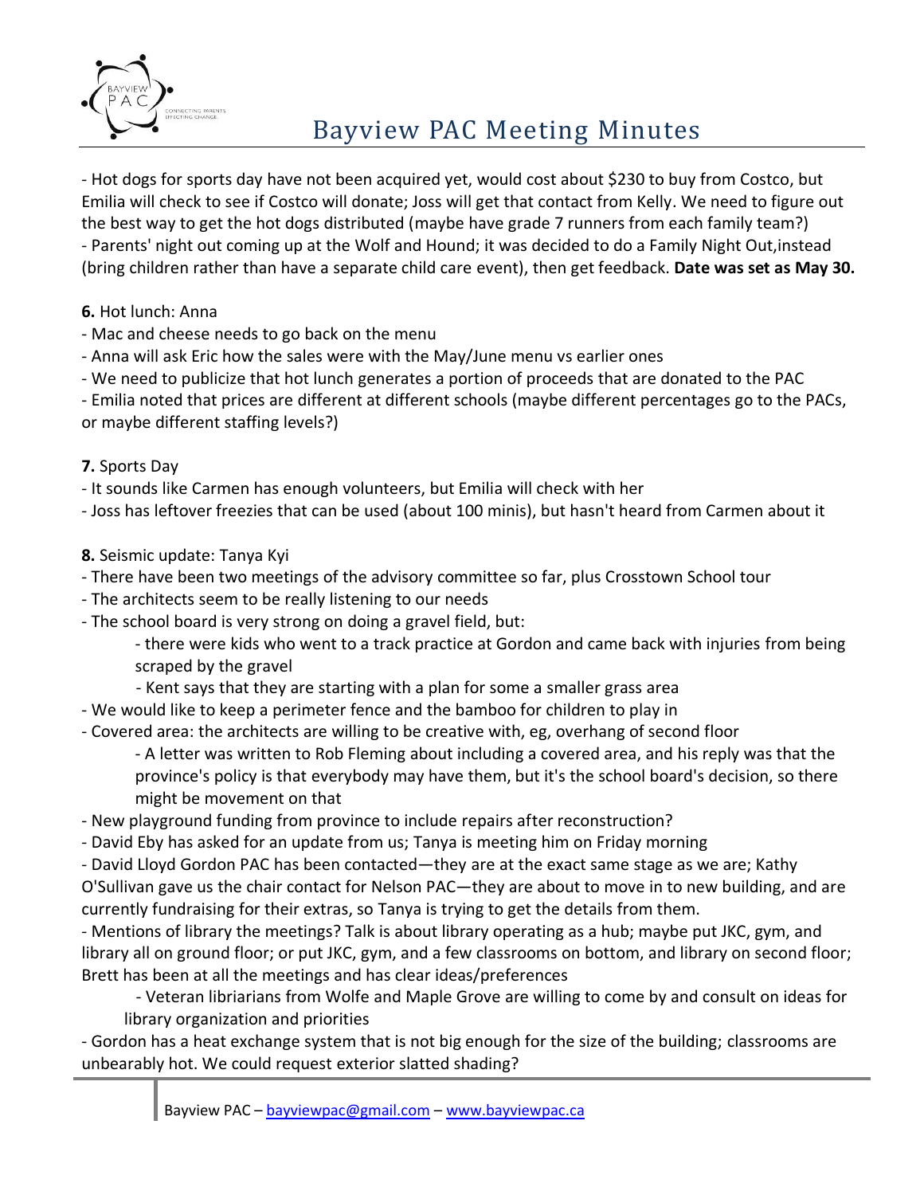- Hot dogs for sports day have not been acquired yet, would cost about $230 to buy from Costco, but Emilia will check to see if Costco will donate; Joss will get that contact from Kelly. We need to figure out the best way to get the hot dogs distributed (maybe have grade 7 runners from each family team?)
- Parents' night out coming up at the Wolf and Hound; it was decided to do a Family Night Out,instead (bring children rather than have a separate child care event), then get feedback. **Date was set as May 30.**

**6.** Hot lunch: Anna

- Mac and cheese needs to go back on the menu
- Anna will ask Eric how the sales were with the May/June menu vs earlier ones
- We need to publicize that hot lunch generates a portion of proceeds that are donated to the PAC
- Emilia noted that prices are different at different schools (maybe different percentages go to the PACs, or maybe different staffing levels?)

**7.** Sports Day

- It sounds like Carmen has enough volunteers, but Emilia will check with her
- Joss has leftover freezies that can be used (about 100 minis), but hasn't heard from Carmen about it

**8.** Seismic update: Tanya Kyi

- There have been two meetings of the advisory committee so far, plus Crosstown School tour
- The architects seem to be really listening to our needs
- The school board is very strong on doing a gravel field, but:
    - there were kids who went to a track practice at Gordon and came back with injuries from being scraped by the gravel
    - Kent says that they are starting with a plan for some a smaller grass area
- We would like to keep a perimeter fence and the bamboo for children to play in
- Covered area: the architects are willing to be creative with, eg, overhang of second floor
    - A letter was written to Rob Fleming about including a covered area, and his reply was that the province's policy is that everybody may have them, but it's the school board's decision, so there might be movement on that
- New playground funding from province to include repairs after reconstruction?
- David Eby has asked for an update from us; Tanya is meeting him on Friday morning
- David Lloyd Gordon PAC has been contacted—they are at the exact same stage as we are; Kathy O'Sullivan gave us the chair contact for Nelson PAC—they are about to move in to new building, and are currently fundraising for their extras, so Tanya is trying to get the details from them.
- Mentions of library the meetings? Talk is about library operating as a hub; maybe put JKC, gym, and library all on ground floor; or put JKC, gym, and a few classrooms on bottom, and library on second floor; Brett has been at all the meetings and has clear ideas/preferences
    - Veteran libriarians from Wolfe and Maple Grove are willing to come by and consult on ideas for library organization and priorities
- Gordon has a heat exchange system that is not big enough for the size of the building; classrooms are unbearably hot. We could request exterior slatted shading?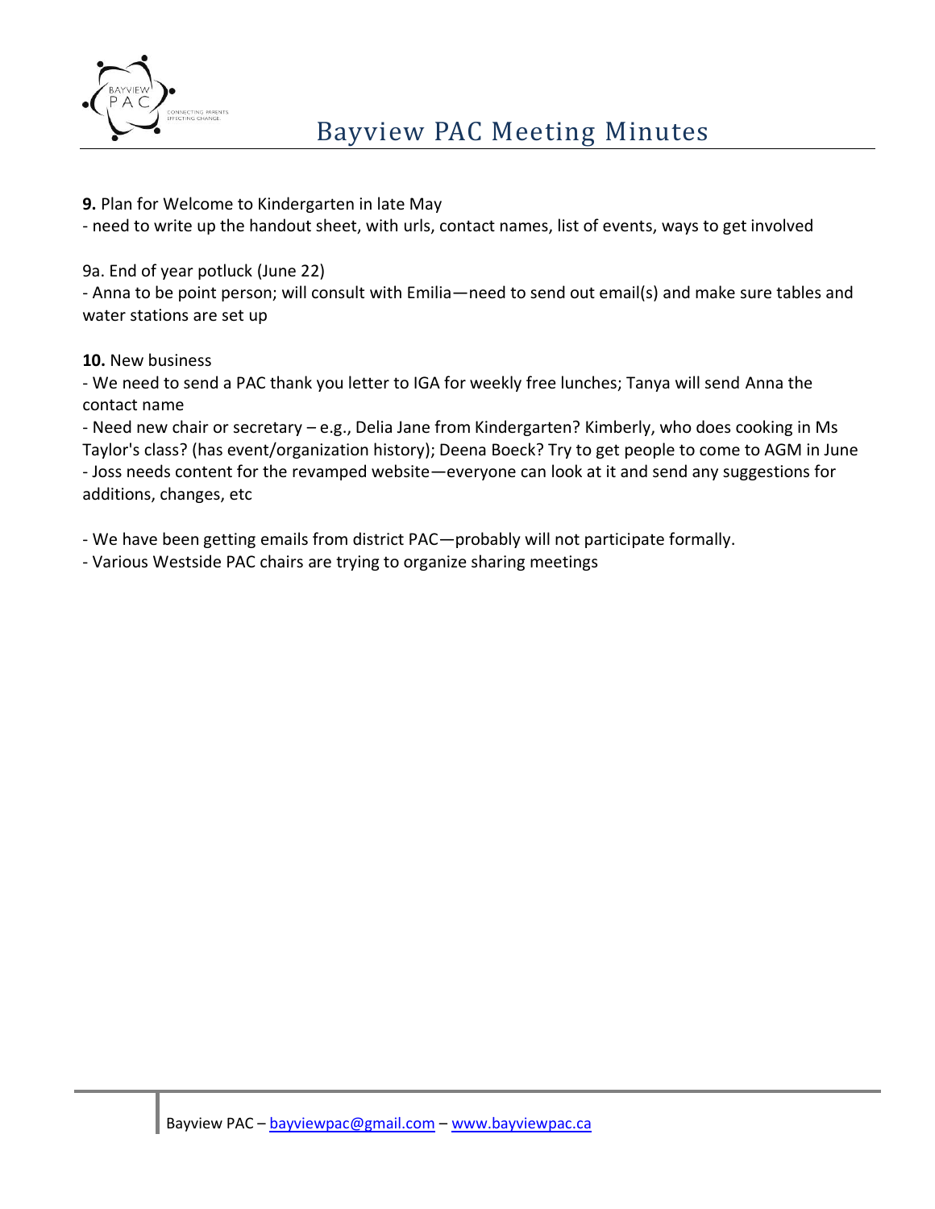**9.** Plan for Welcome to Kindergarten in late May

- need to write up the handout sheet, with urls, contact names, list of events, ways to get involved

9a. End of year potluck (June 22)

- Anna to be point person; will consult with Emilia—need to send out email(s) and make sure tables and water stations are set up

**10.** New business

- We need to send a PAC thank you letter to IGA for weekly free lunches; Tanya will send Anna the contact name
- Need new chair or secretary – e.g., Delia Jane from Kindergarten? Kimberly, who does cooking in Ms Taylor's class? (has event/organization history); Deena Boeck? Try to get people to come to AGM in June
- Joss needs content for the revamped website—everyone can look at it and send any suggestions for additions, changes, etc

- We have been getting emails from district PAC—probably will not participate formally.
- Various Westside PAC chairs are trying to organize sharing meetings